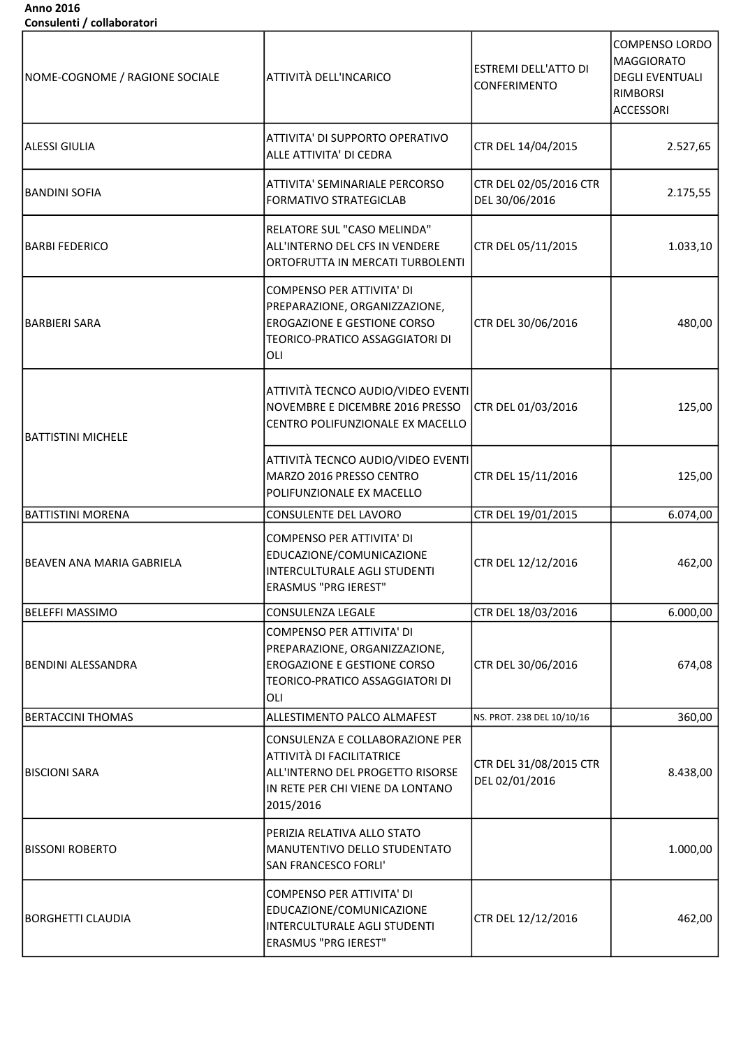**Anno 2016**
**Consulenti / collaboratori**

| NOME-COGNOME / RAGIONE SOCIALE | ATTIVITÀ DELL'INCARICO | ESTREMI DELL'ATTO DI CONFERIMENTO | COMPENSO LORDO MAGGIORATO DEGLI EVENTUALI RIMBORSI ACCESSORI |
|---|---|---|---|
| ALESSI GIULIA | ATTIVITA' DI SUPPORTO OPERATIVO ALLE ATTIVITA' DI CEDRA | CTR DEL 14/04/2015 | 2.527,65 |
| BANDINI SOFIA | ATTIVITA' SEMINARIALE PERCORSO FORMATIVO STRATEGICLAB | CTR DEL 02/05/2016 CTR DEL 30/06/2016 | 2.175,55 |
| BARBI FEDERICO | RELATORE SUL "CASO MELINDA" ALL'INTERNO DEL CFS IN VENDERE ORTOFRUTTA IN MERCATI TURBOLENTI | CTR DEL 05/11/2015 | 1.033,10 |
| BARBIERI SARA | COMPENSO PER ATTIVITA' DI PREPARAZIONE, ORGANIZZAZIONE, EROGAZIONE E GESTIONE CORSO TEORICO-PRATICO ASSAGGIATORI DI OLI | CTR DEL 30/06/2016 | 480,00 |
| BATTISTINI MICHELE | ATTIVITÀ TECNCO AUDIO/VIDEO EVENTI NOVEMBRE E DICEMBRE 2016 PRESSO CENTRO POLIFUNZIONALE EX MACELLO | CTR DEL 01/03/2016 | 125,00 |
| | ATTIVITÀ TECNCO AUDIO/VIDEO EVENTI MARZO 2016 PRESSO CENTRO POLIFUNZIONALE EX MACELLO | CTR DEL 15/11/2016 | 125,00 |
| BATTISTINI MORENA | CONSULENTE DEL LAVORO | CTR DEL 19/01/2015 | 6.074,00 |
| BEAVEN ANA MARIA GABRIELA | COMPENSO PER ATTIVITA' DI EDUCAZIONE/COMUNICAZIONE INTERCULTURALE AGLI STUDENTI ERASMUS "PRG IEREST" | CTR DEL 12/12/2016 | 462,00 |
| BELEFFI MASSIMO | CONSULENZA LEGALE | CTR DEL 18/03/2016 | 6.000,00 |
| BENDINI ALESSANDRA | COMPENSO PER ATTIVITA' DI PREPARAZIONE, ORGANIZZAZIONE, EROGAZIONE E GESTIONE CORSO TEORICO-PRATICO ASSAGGIATORI DI OLI | CTR DEL 30/06/2016 | 674,08 |
| BERTACCINI THOMAS | ALLESTIMENTO PALCO ALMAFEST | NS. PROT. 238 DEL 10/10/16 | 360,00 |
| BISCIONI SARA | CONSULENZA E COLLABORAZIONE PER ATTIVITÀ DI FACILITATRICE ALL'INTERNO DEL PROGETTO RISORSE IN RETE PER CHI VIENE DA LONTANO 2015/2016 | CTR DEL 31/08/2015 CTR DEL 02/01/2016 | 8.438,00 |
| BISSONI ROBERTO | PERIZIA RELATIVA ALLO STATO MANUTENTIVO DELLO STUDENTATO SAN FRANCESCO FORLI' | | 1.000,00 |
| BORGHETTI CLAUDIA | COMPENSO PER ATTIVITA' DI EDUCAZIONE/COMUNICAZIONE INTERCULTURALE AGLI STUDENTI ERASMUS "PRG IEREST" | CTR DEL 12/12/2016 | 462,00 |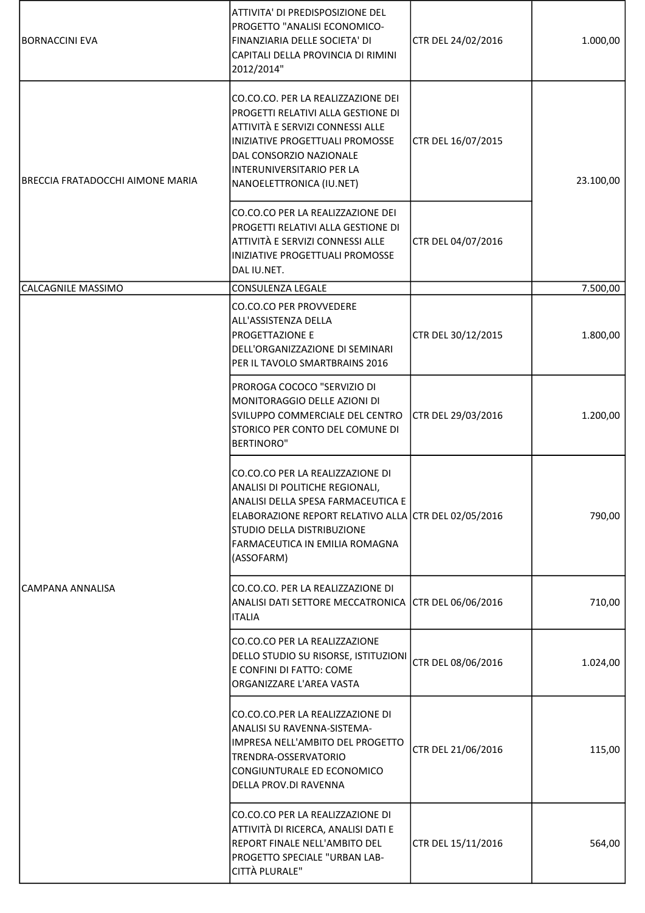| | | | |
|---|---|---|---|
| BORNACCINI EVA | ATTIVITA' DI PREDISPOSIZIONE DEL PROGETTO "ANALISI ECONOMICO-FINANZIARIA DELLE SOCIETA' DI CAPITALI DELLA PROVINCIA DI RIMINI 2012/2014" | CTR DEL 24/02/2016 | 1.000,00 |
| BRECCIA FRATADOCCHI AIMONE MARIA | CO.CO.CO. PER LA REALIZZAZIONE DEI PROGETTI RELATIVI ALLA GESTIONE DI ATTIVITÀ E SERVIZI CONNESSI ALLE INIZIATIVE PROGETTUALI PROMOSSE DAL CONSORZIO NAZIONALE INTERUNIVERSITARIO PER LA NANOELETTRONICA (IU.NET) | CTR DEL 16/07/2015 | 23.100,00 |
| | CO.CO.CO PER LA REALIZZAZIONE DEI PROGETTI RELATIVI ALLA GESTIONE DI ATTIVITÀ E SERVIZI CONNESSI ALLE INIZIATIVE PROGETTUALI PROMOSSE DAL IU.NET. | CTR DEL 04/07/2016 | |
| CALCAGNILE MASSIMO | CONSULENZA LEGALE | | 7.500,00 |
| CAMPANA ANNALISA | CO.CO.CO PER PROVVEDERE ALL'ASSISTENZA DELLA PROGETTAZIONE E DELL'ORGANIZZAZIONE DI SEMINARI PER IL TAVOLO SMARTBRAINS 2016 | CTR DEL 30/12/2015 | 1.800,00 |
| | PROROGA COCOCO "SERVIZIO DI MONITORAGGIO DELLE AZIONI DI SVILUPPO COMMERCIALE DEL CENTRO STORICO PER CONTO DEL COMUNE DI BERTINORO" | CTR DEL 29/03/2016 | 1.200,00 |
| | CO.CO.CO PER LA REALIZZAZIONE DI ANALISI DI POLITICHE REGIONALI, ANALISI DELLA SPESA FARMACEUTICA E ELABORAZIONE REPORT RELATIVO ALLA STUDIO DELLA DISTRIBUZIONE FARMACEUTICA IN EMILIA ROMAGNA (ASSOFARM) | CTR DEL 02/05/2016 | 790,00 |
| | CO.CO.CO. PER LA REALIZZAZIONE DI ANALISI DATI SETTORE MECCATRONICA ITALIA | CTR DEL 06/06/2016 | 710,00 |
| | CO.CO.CO PER LA REALIZZAZIONE DELLO STUDIO SU RISORSE, ISTITUZIONI E CONFINI DI FATTO: COME ORGANIZZARE L'AREA VASTA | CTR DEL 08/06/2016 | 1.024,00 |
| | CO.CO.CO.PER LA REALIZZAZIONE DI ANALISI SU RAVENNA-SISTEMA-IMPRESA NELL'AMBITO DEL PROGETTO TRENDRA-OSSERVATORIO CONGIUNTURALE ED ECONOMICO DELLA PROV.DI RAVENNA | CTR DEL 21/06/2016 | 115,00 |
| | CO.CO.CO PER LA REALIZZAZIONE DI ATTIVITÀ DI RICERCA, ANALISI DATI E REPORT FINALE NELL'AMBITO DEL PROGETTO SPECIALE "URBAN LAB-CITTÀ PLURALE" | CTR DEL 15/11/2016 | 564,00 |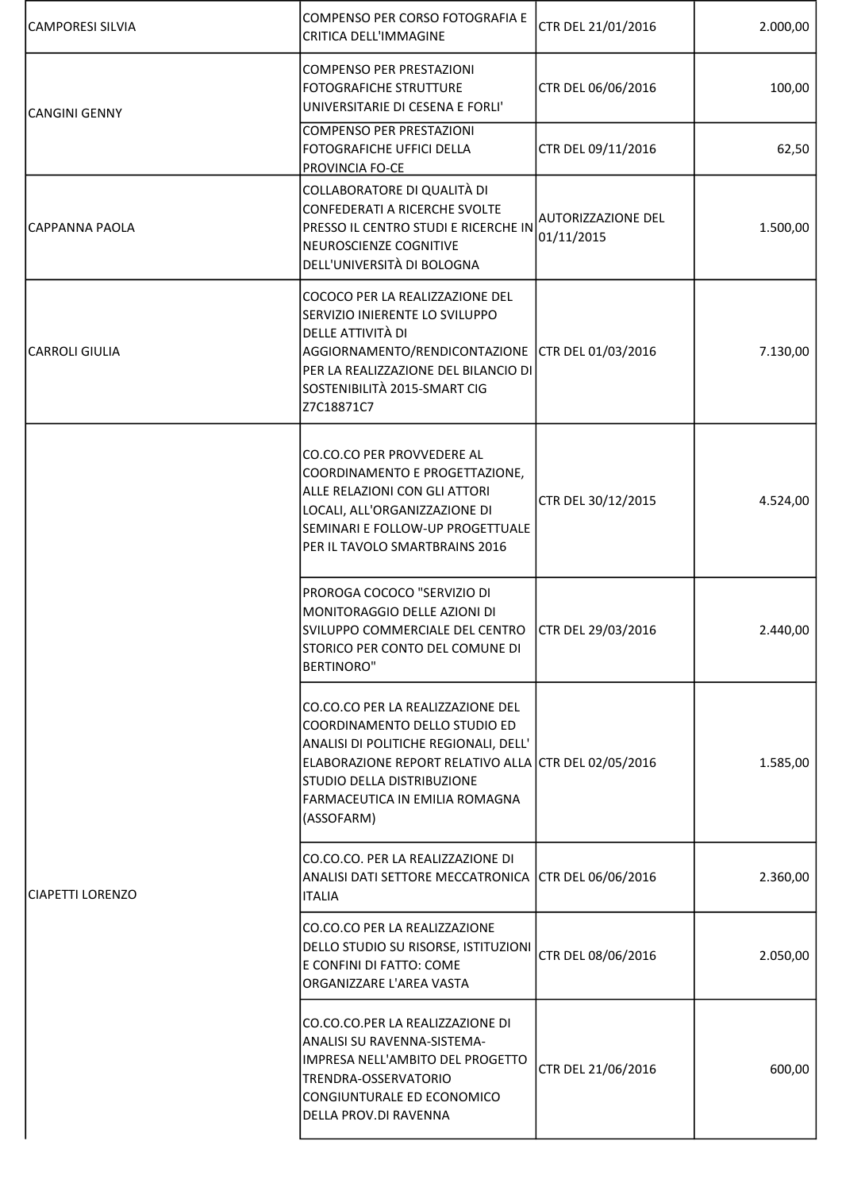| | | | |
|---|---|---|---|
| CAMPORESI SILVIA | COMPENSO PER CORSO FOTOGRAFIA E CRITICA DELL'IMMAGINE | CTR DEL 21/01/2016 | 2.000,00 |
| CANGINI GENNY | COMPENSO PER PRESTAZIONI FOTOGRAFICHE STRUTTURE UNIVERSITARIE DI CESENA E FORLI' | CTR DEL 06/06/2016 | 100,00 |
| | COMPENSO PER PRESTAZIONI FOTOGRAFICHE UFFICI DELLA PROVINCIA FO-CE | CTR DEL 09/11/2016 | 62,50 |
| CAPPANNA PAOLA | COLLABORATORE DI QUALITÀ DI CONFEDERATI A RICERCHE SVOLTE PRESSO IL CENTRO STUDI E RICERCHE IN NEUROSCIENZE COGNITIVE DELL'UNIVERSITÀ DI BOLOGNA | AUTORIZZAZIONE DEL 01/11/2015 | 1.500,00 |
| CARROLI GIULIA | COCOCO PER LA REALIZZAZIONE DEL SERVIZIO INIERENTE LO SVILUPPO DELLE ATTIVITÀ DI AGGIORNAMENTO/RENDICONTAZIONE PER LA REALIZZAZIONE DEL BILANCIO DI SOSTENIBILITÀ 2015-SMART CIG Z7C18871C7 | CTR DEL 01/03/2016 | 7.130,00 |
| CIAPETTI LORENZO | CO.CO.CO PER PROVVEDERE AL COORDINAMENTO E PROGETTAZIONE, ALLE RELAZIONI CON GLI ATTORI LOCALI, ALL'ORGANIZZAZIONE DI SEMINARI E FOLLOW-UP PROGETTUALE PER IL TAVOLO SMARTBRAINS 2016 | CTR DEL 30/12/2015 | 4.524,00 |
| | PROROGA COCOCO "SERVIZIO DI MONITORAGGIO DELLE AZIONI DI SVILUPPO COMMERCIALE DEL CENTRO STORICO PER CONTO DEL COMUNE DI BERTINORO" | CTR DEL 29/03/2016 | 2.440,00 |
| | CO.CO.CO PER LA REALIZZAZIONE DEL COORDINAMENTO DELLO STUDIO ED ANALISI DI POLITICHE REGIONALI, DELL' ELABORAZIONE REPORT RELATIVO ALLA STUDIO DELLA DISTRIBUZIONE FARMACEUTICA IN EMILIA ROMAGNA (ASSOFARM) | CTR DEL 02/05/2016 | 1.585,00 |
| | CO.CO.CO. PER LA REALIZZAZIONE DI ANALISI DATI SETTORE MECCATRONICA ITALIA | CTR DEL 06/06/2016 | 2.360,00 |
| | CO.CO.CO PER LA REALIZZAZIONE DELLO STUDIO SU RISORSE, ISTITUZIONI E CONFINI DI FATTO: COME ORGANIZZARE L'AREA VASTA | CTR DEL 08/06/2016 | 2.050,00 |
| | CO.CO.CO.PER LA REALIZZAZIONE DI ANALISI SU RAVENNA-SISTEMA-IMPRESA NELL'AMBITO DEL PROGETTO TRENDRA-OSSERVATORIO CONGIUNTURALE ED ECONOMICO DELLA PROV.DI RAVENNA | CTR DEL 21/06/2016 | 600,00 |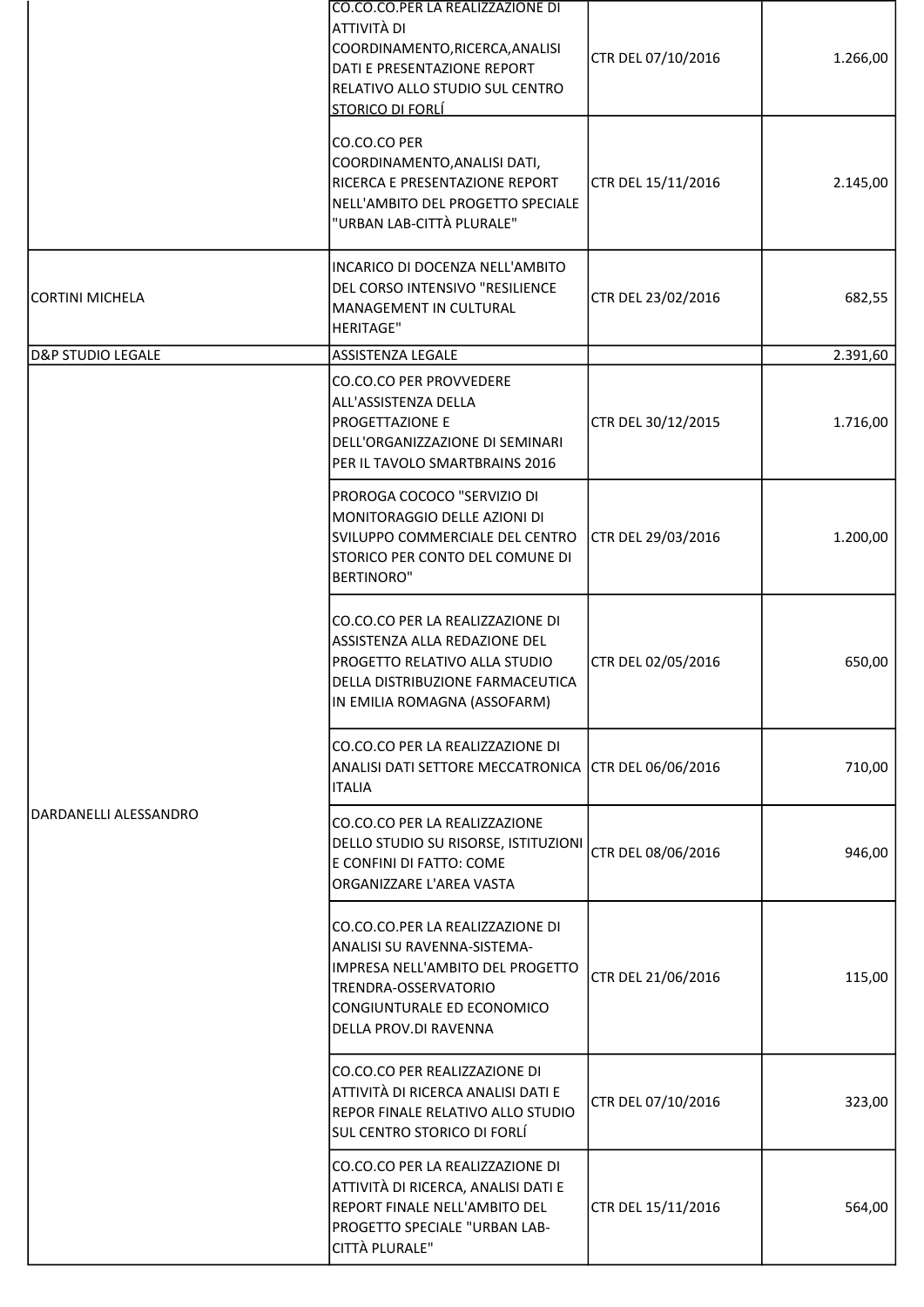| | | | |
|---|---|---|---|
| | CO.CO.CO.PER LA REALIZZAZIONE DI ATTIVITÀ DI COORDINAMENTO,RICERCA,ANALISI DATI E PRESENTAZIONE REPORT RELATIVO ALLO STUDIO SUL CENTRO STORICO DI FORLÍ | CTR DEL 07/10/2016 | 1.266,00 |
| | CO.CO.CO PER COORDINAMENTO,ANALISI DATI, RICERCA E PRESENTAZIONE REPORT NELL'AMBITO DEL PROGETTO SPECIALE "URBAN LAB-CITTÀ PLURALE" | CTR DEL 15/11/2016 | 2.145,00 |
| CORTINI MICHELA | INCARICO DI DOCENZA NELL'AMBITO DEL CORSO INTENSIVO "RESILIENCE MANAGEMENT IN CULTURAL HERITAGE" | CTR DEL 23/02/2016 | 682,55 |
| D&P STUDIO LEGALE | ASSISTENZA LEGALE | | 2.391,60 |
| DARDANELLI ALESSANDRO | CO.CO.CO PER PROVVEDERE ALL'ASSISTENZA DELLA PROGETTAZIONE E DELL'ORGANIZZAZIONE DI SEMINARI PER IL TAVOLO SMARTBRAINS 2016 | CTR DEL 30/12/2015 | 1.716,00 |
| | PROROGA COCOCO "SERVIZIO DI MONITORAGGIO DELLE AZIONI DI SVILUPPO COMMERCIALE DEL CENTRO STORICO PER CONTO DEL COMUNE DI BERTINORO" | CTR DEL 29/03/2016 | 1.200,00 |
| | CO.CO.CO PER LA REALIZZAZIONE DI ASSISTENZA ALLA REDAZIONE DEL PROGETTO RELATIVO ALLA STUDIO DELLA DISTRIBUZIONE FARMACEUTICA IN EMILIA ROMAGNA (ASSOFARM) | CTR DEL 02/05/2016 | 650,00 |
| | CO.CO.CO PER LA REALIZZAZIONE DI ANALISI DATI SETTORE MECCATRONICA ITALIA | CTR DEL 06/06/2016 | 710,00 |
| | CO.CO.CO PER LA REALIZZAZIONE DELLO STUDIO SU RISORSE, ISTITUZIONI E CONFINI DI FATTO: COME ORGANIZZARE L'AREA VASTA | CTR DEL 08/06/2016 | 946,00 |
| | CO.CO.CO.PER LA REALIZZAZIONE DI ANALISI SU RAVENNA-SISTEMA-IMPRESA NELL'AMBITO DEL PROGETTO TRENDRA-OSSERVATORIO CONGIUNTURALE ED ECONOMICO DELLA PROV.DI RAVENNA | CTR DEL 21/06/2016 | 115,00 |
| | CO.CO.CO PER REALIZZAZIONE DI ATTIVITÀ DI RICERCA ANALISI DATI E REPOR FINALE RELATIVO ALLO STUDIO SUL CENTRO STORICO DI FORLÍ | CTR DEL 07/10/2016 | 323,00 |
| | CO.CO.CO PER LA REALIZZAZIONE DI ATTIVITÀ DI RICERCA, ANALISI DATI E REPORT FINALE NELL'AMBITO DEL PROGETTO SPECIALE "URBAN LAB-CITTÀ PLURALE" | CTR DEL 15/11/2016 | 564,00 |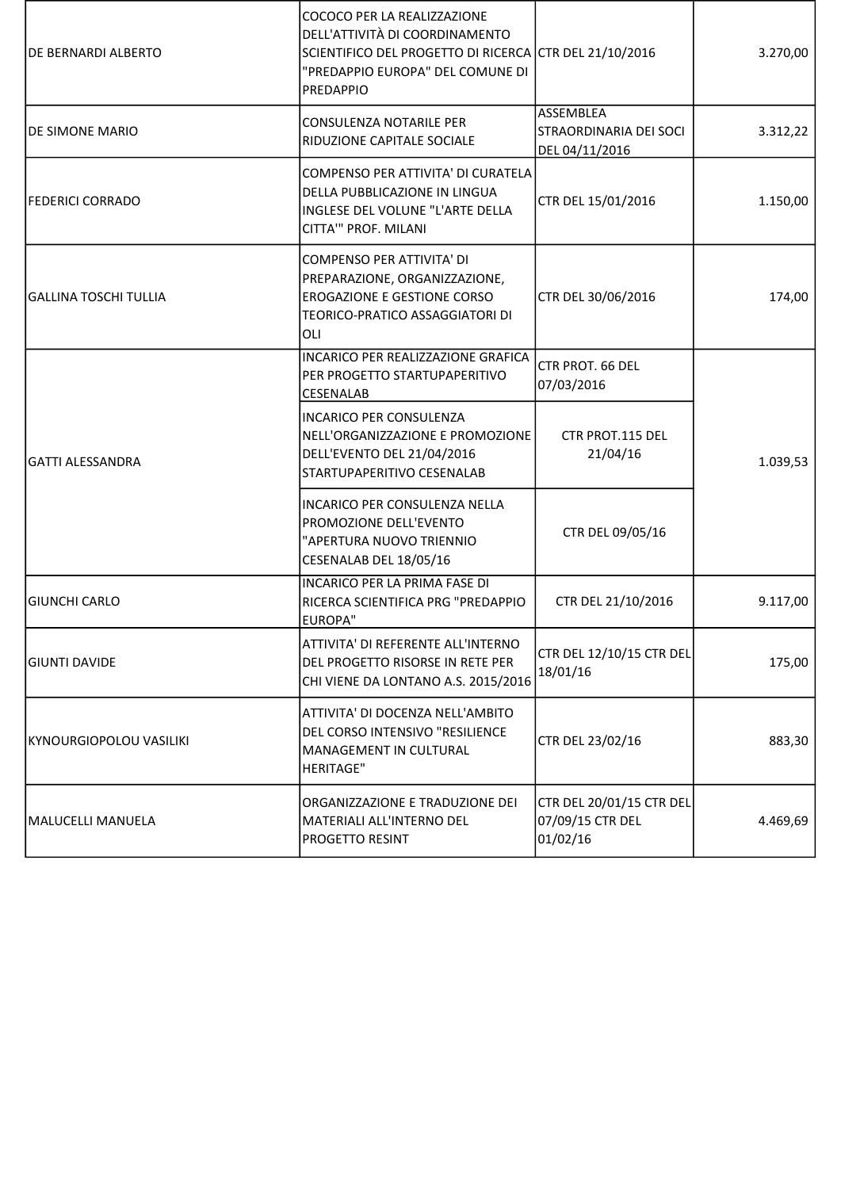| | | | |
|---|---|---|---|
| DE BERNARDI ALBERTO | COCOCO PER LA REALIZZAZIONE DELL'ATTIVITÀ DI COORDINAMENTO SCIENTIFICO DEL PROGETTO DI RICERCA "PREDAPPIO EUROPA" DEL COMUNE DI PREDAPPIO | CTR DEL 21/10/2016 | 3.270,00 |
| DE SIMONE MARIO | CONSULENZA NOTARILE PER RIDUZIONE CAPITALE SOCIALE | ASSEMBLEA STRAORDINARIA DEI SOCI DEL 04/11/2016 | 3.312,22 |
| FEDERICI CORRADO | COMPENSO PER ATTIVITA' DI CURATELA DELLA PUBBLICAZIONE IN LINGUA INGLESE DEL VOLUNE "L'ARTE DELLA CITTA'" PROF. MILANI | CTR DEL 15/01/2016 | 1.150,00 |
| GALLINA TOSCHI TULLIA | COMPENSO PER ATTIVITA' DI PREPARAZIONE, ORGANIZZAZIONE, EROGAZIONE E GESTIONE CORSO TEORICO-PRATICO ASSAGGIATORI DI OLI | CTR DEL 30/06/2016 | 174,00 |
| GATTI ALESSANDRA | INCARICO PER REALIZZAZIONE GRAFICA PER PROGETTO STARTUPAPERITIVO CESENALAB | CTR PROT. 66 DEL 07/03/2016 | 1.039,53 |
| | INCARICO PER CONSULENZA NELL'ORGANIZZAZIONE E PROMOZIONE DELL'EVENTO DEL 21/04/2016 STARTUPAPERITIVO CESENALAB | CTR PROT.115 DEL 21/04/16 | |
| | INCARICO PER CONSULENZA NELLA PROMOZIONE DELL'EVENTO "APERTURA NUOVO TRIENNIO CESENALAB DEL 18/05/16 | CTR DEL 09/05/16 | |
| GIUNCHI CARLO | INCARICO PER LA PRIMA FASE DI RICERCA SCIENTIFICA PRG "PREDAPPIO EUROPA" | CTR DEL 21/10/2016 | 9.117,00 |
| GIUNTI DAVIDE | ATTIVITA' DI REFERENTE ALL'INTERNO DEL PROGETTO RISORSE IN RETE PER CHI VIENE DA LONTANO A.S. 2015/2016 | CTR DEL 12/10/15 CTR DEL 18/01/16 | 175,00 |
| KYNOURGIOPOLOU VASILIKI | ATTIVITA' DI DOCENZA NELL'AMBITO DEL CORSO INTENSIVO "RESILIENCE MANAGEMENT IN CULTURAL HERITAGE" | CTR DEL 23/02/16 | 883,30 |
| MALUCELLI MANUELA | ORGANIZZAZIONE E TRADUZIONE DEI MATERIALI ALL'INTERNO DEL PROGETTO RESINT | CTR DEL 20/01/15 CTR DEL 07/09/15 CTR DEL 01/02/16 | 4.469,69 |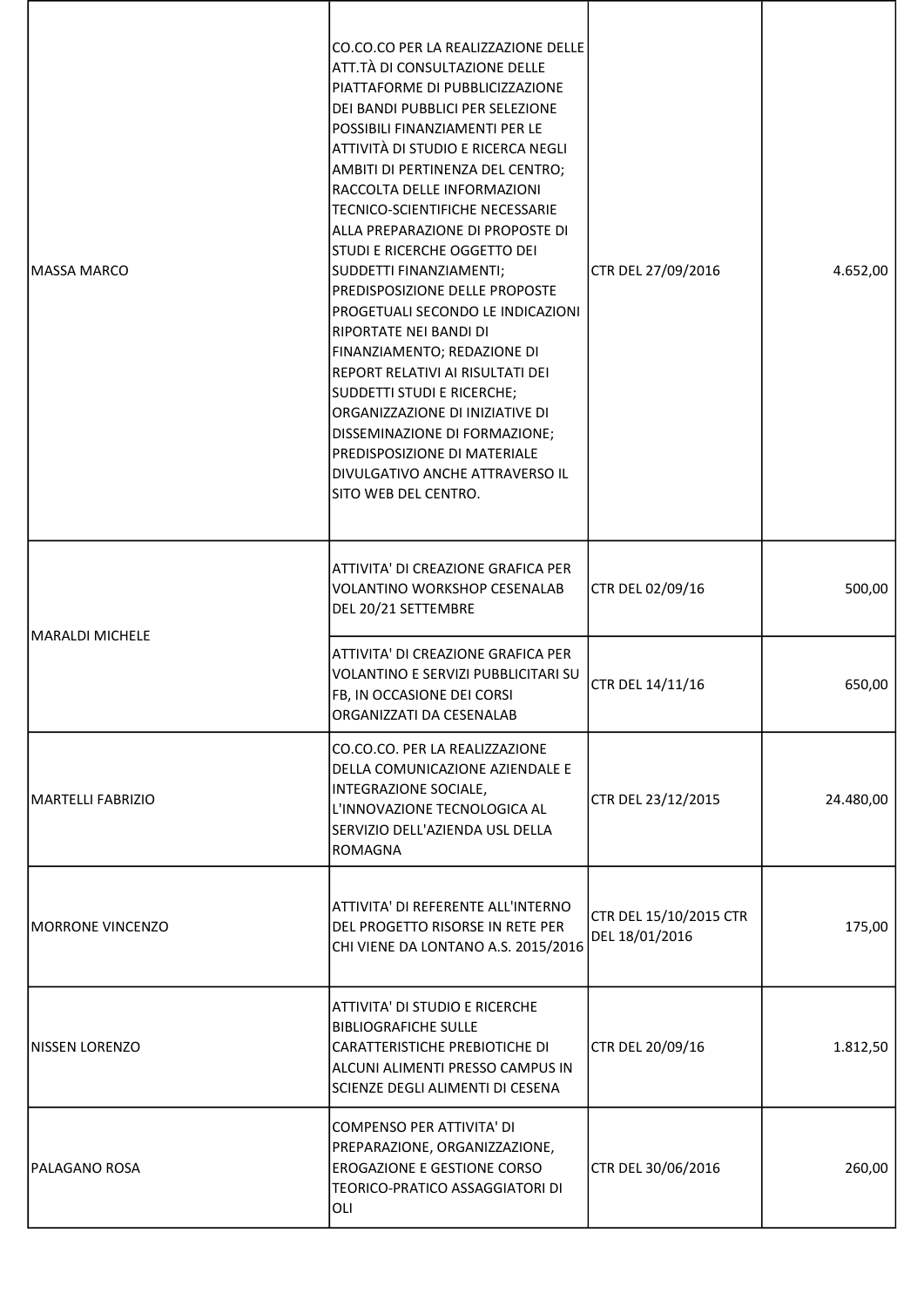| | | | |
|---|---|---|---|
| MASSA MARCO | CO.CO.CO PER LA REALIZZAZIONE DELLE ATT.TÀ DI CONSULTAZIONE DELLE PIATTAFORME DI PUBBLICIZZAZIONE DEI BANDI PUBBLICI PER SELEZIONE POSSIBILI FINANZIAMENTI PER LE ATTIVITÀ DI STUDIO E RICERCA NEGLI AMBITI DI PERTINENZA DEL CENTRO; RACCOLTA DELLE INFORMAZIONI TECNICO-SCIENTIFICHE NECESSARIE ALLA PREPARAZIONE DI PROPOSTE DI STUDI E RICERCHE OGGETTO DEI SUDDETTI FINANZIAMENTI; PREDISPOSIZIONE DELLE PROPOSTE PROGETUALI SECONDO LE INDICAZIONI RIPORTATE NEI BANDI DI FINANZIAMENTO; REDAZIONE DI REPORT RELATIVI AI RISULTATI DEI SUDDETTI STUDI E RICERCHE; ORGANIZZAZIONE DI INIZIATIVE DI DISSEMINAZIONE DI FORMAZIONE; PREDISPOSIZIONE DI MATERIALE DIVULGATIVO ANCHE ATTRAVERSO IL SITO WEB DEL CENTRO. | CTR DEL 27/09/2016 | 4.652,00 |
| MARALDI MICHELE | ATTIVITA' DI CREAZIONE GRAFICA PER VOLANTINO WORKSHOP CESENALAB DEL 20/21 SETTEMBRE | CTR DEL 02/09/16 | 500,00 |
| | ATTIVITA' DI CREAZIONE GRAFICA PER VOLANTINO E SERVIZI PUBBLICITARI SU FB, IN OCCASIONE DEI CORSI ORGANIZZATI DA CESENALAB | CTR DEL 14/11/16 | 650,00 |
| MARTELLI FABRIZIO | CO.CO.CO. PER LA REALIZZAZIONE DELLA COMUNICAZIONE AZIENDALE E INTEGRAZIONE SOCIALE, L'INNOVAZIONE TECNOLOGICA AL SERVIZIO DELL'AZIENDA USL DELLA ROMAGNA | CTR DEL 23/12/2015 | 24.480,00 |
| MORRONE VINCENZO | ATTIVITA' DI REFERENTE ALL'INTERNO DEL PROGETTO RISORSE IN RETE PER CHI VIENE DA LONTANO A.S. 2015/2016 | CTR DEL 15/10/2015 CTR DEL 18/01/2016 | 175,00 |
| NISSEN LORENZO | ATTIVITA' DI STUDIO E RICERCHE BIBLIOGRAFICHE SULLE CARATTERISTICHE PREBIOTICHE DI ALCUNI ALIMENTI PRESSO CAMPUS IN SCIENZE DEGLI ALIMENTI DI CESENA | CTR DEL 20/09/16 | 1.812,50 |
| PALAGANO ROSA | COMPENSO PER ATTIVITA' DI PREPARAZIONE, ORGANIZZAZIONE, EROGAZIONE E GESTIONE CORSO TEORICO-PRATICO ASSAGGIATORI DI OLI | CTR DEL 30/06/2016 | 260,00 |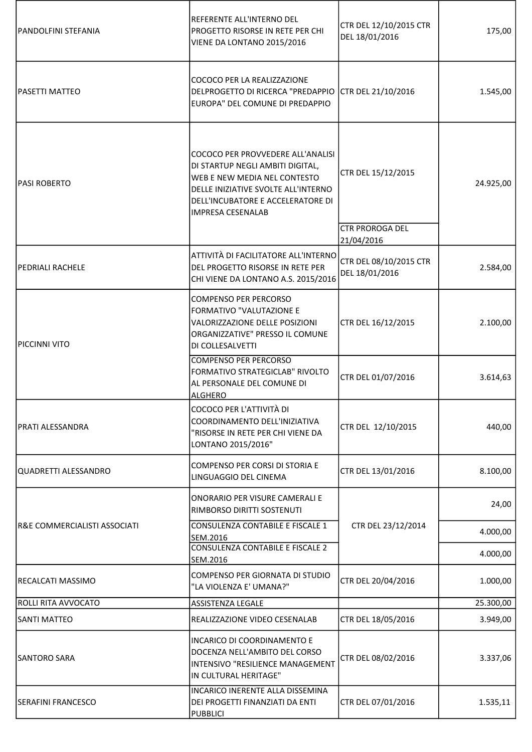| | | | |
|---|---|---|---|
| PANDOLFINI STEFANIA | REFERENTE ALL'INTERNO DEL PROGETTO RISORSE IN RETE PER CHI VIENE DA LONTANO 2015/2016 | CTR DEL 12/10/2015 CTR DEL 18/01/2016 | 175,00 |
| PASETTI MATTEO | COCOCO PER LA REALIZZAZIONE DELPROGETTO DI RICERCA "PREDAPPIO EUROPA" DEL COMUNE DI PREDAPPIO | CTR DEL 21/10/2016 | 1.545,00 |
| PASI ROBERTO | COCOCO PER PROVVEDERE ALL'ANALISI DI STARTUP NEGLI AMBITI DIGITAL, WEB E NEW MEDIA NEL CONTESTO DELLE INIZIATIVE SVOLTE ALL'INTERNO DELL'INCUBATORE E ACCELERATORE DI IMPRESA CESENALAB | CTR DEL 15/12/2015<br>CTR PROROGA DEL 21/04/2016 | 24.925,00 |
| PEDRIALI RACHELE | ATTIVITÀ DI FACILITATORE ALL'INTERNO DEL PROGETTO RISORSE IN RETE PER CHI VIENE DA LONTANO A.S. 2015/2016 | CTR DEL 08/10/2015 CTR DEL 18/01/2016 | 2.584,00 |
| PICCINNI VITO | COMPENSO PER PERCORSO FORMATIVO "VALUTAZIONE E VALORIZZAZIONE DELLE POSIZIONI ORGANIZZATIVE" PRESSO IL COMUNE DI COLLESALVETTI | CTR DEL 16/12/2015 | 2.100,00 |
| | COMPENSO PER PERCORSO FORMATIVO STRATEGICLAB" RIVOLTO AL PERSONALE DEL COMUNE DI ALGHERO | CTR DEL 01/07/2016 | 3.614,63 |
| PRATI ALESSANDRA | COCOCO PER L'ATTIVITÀ DI COORDINAMENTO DELL'INIZIATIVA "RISORSE IN RETE PER CHI VIENE DA LONTANO 2015/2016" | CTR DEL 12/10/2015 | 440,00 |
| QUADRETTI ALESSANDRO | COMPENSO PER CORSI DI STORIA E LINGUAGGIO DEL CINEMA | CTR DEL 13/01/2016 | 8.100,00 |
| R&E COMMERCIALISTI ASSOCIATI | ONORARIO PER VISURE CAMERALI E RIMBORSO DIRITTI SOSTENUTI | CTR DEL 23/12/2014 | 24,00 |
| | CONSULENZA CONTABILE E FISCALE 1 SEM.2016 | | 4.000,00 |
| | CONSULENZA CONTABILE E FISCALE 2 SEM.2016 | | 4.000,00 |
| RECALCATI MASSIMO | COMPENSO PER GIORNATA DI STUDIO "LA VIOLENZA E' UMANA?" | CTR DEL 20/04/2016 | 1.000,00 |
| ROLLI RITA AVVOCATO | ASSISTENZA LEGALE | | 25.300,00 |
| SANTI MATTEO | REALIZZAZIONE VIDEO CESENALAB | CTR DEL 18/05/2016 | 3.949,00 |
| SANTORO SARA | INCARICO DI COORDINAMENTO E DOCENZA NELL'AMBITO DEL CORSO INTENSIVO "RESILIENCE MANAGEMENT IN CULTURAL HERITAGE" | CTR DEL 08/02/2016 | 3.337,06 |
| SERAFINI FRANCESCO | INCARICO INERENTE ALLA DISSEMINA DEI PROGETTI FINANZIATI DA ENTI PUBBLICI | CTR DEL 07/01/2016 | 1.535,11 |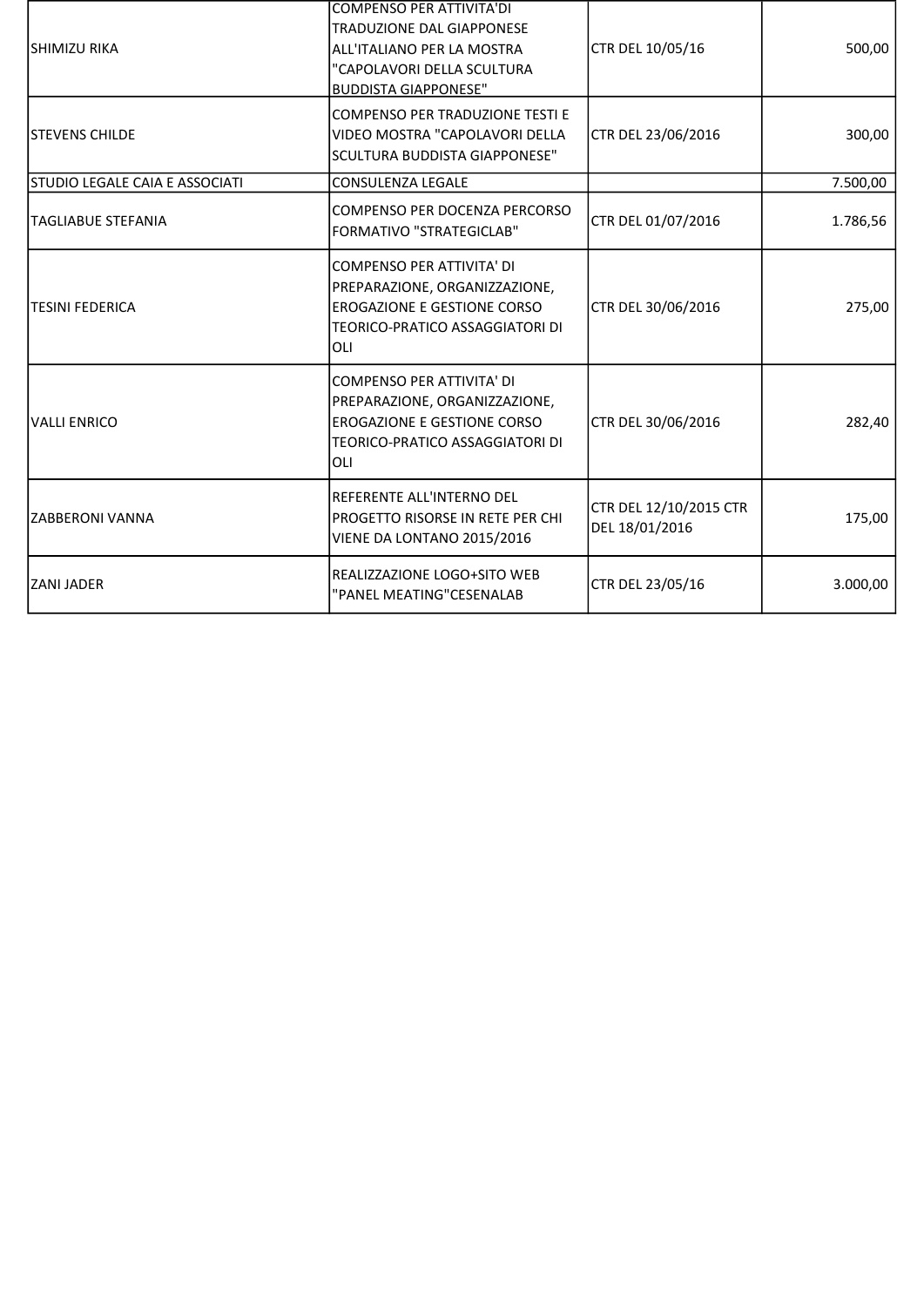| | | | |
|---|---|---|---|
| SHIMIZU RIKA | COMPENSO PER ATTIVITA'DI TRADUZIONE DAL GIAPPONESE ALL'ITALIANO PER LA MOSTRA "CAPOLAVORI DELLA SCULTURA BUDDISTA GIAPPONESE" | CTR DEL 10/05/16 | 500,00 |
| STEVENS CHILDE | COMPENSO PER TRADUZIONE TESTI E VIDEO MOSTRA "CAPOLAVORI DELLA SCULTURA BUDDISTA GIAPPONESE" | CTR DEL 23/06/2016 | 300,00 |
| STUDIO LEGALE CAIA E ASSOCIATI | CONSULENZA LEGALE | | 7.500,00 |
| TAGLIABUE STEFANIA | COMPENSO PER DOCENZA PERCORSO FORMATIVO "STRATEGICLAB" | CTR DEL 01/07/2016 | 1.786,56 |
| TESINI FEDERICA | COMPENSO PER ATTIVITA' DI PREPARAZIONE, ORGANIZZAZIONE, EROGAZIONE E GESTIONE CORSO TEORICO-PRATICO ASSAGGIATORI DI OLI | CTR DEL 30/06/2016 | 275,00 |
| VALLI ENRICO | COMPENSO PER ATTIVITA' DI PREPARAZIONE, ORGANIZZAZIONE, EROGAZIONE E GESTIONE CORSO TEORICO-PRATICO ASSAGGIATORI DI OLI | CTR DEL 30/06/2016 | 282,40 |
| ZABBERONI VANNA | REFERENTE ALL'INTERNO DEL PROGETTO RISORSE IN RETE PER CHI VIENE DA LONTANO 2015/2016 | CTR DEL 12/10/2015 CTR DEL 18/01/2016 | 175,00 |
| ZANI JADER | REALIZZAZIONE LOGO+SITO WEB "PANEL MEATING"CESENALAB | CTR DEL 23/05/16 | 3.000,00 |